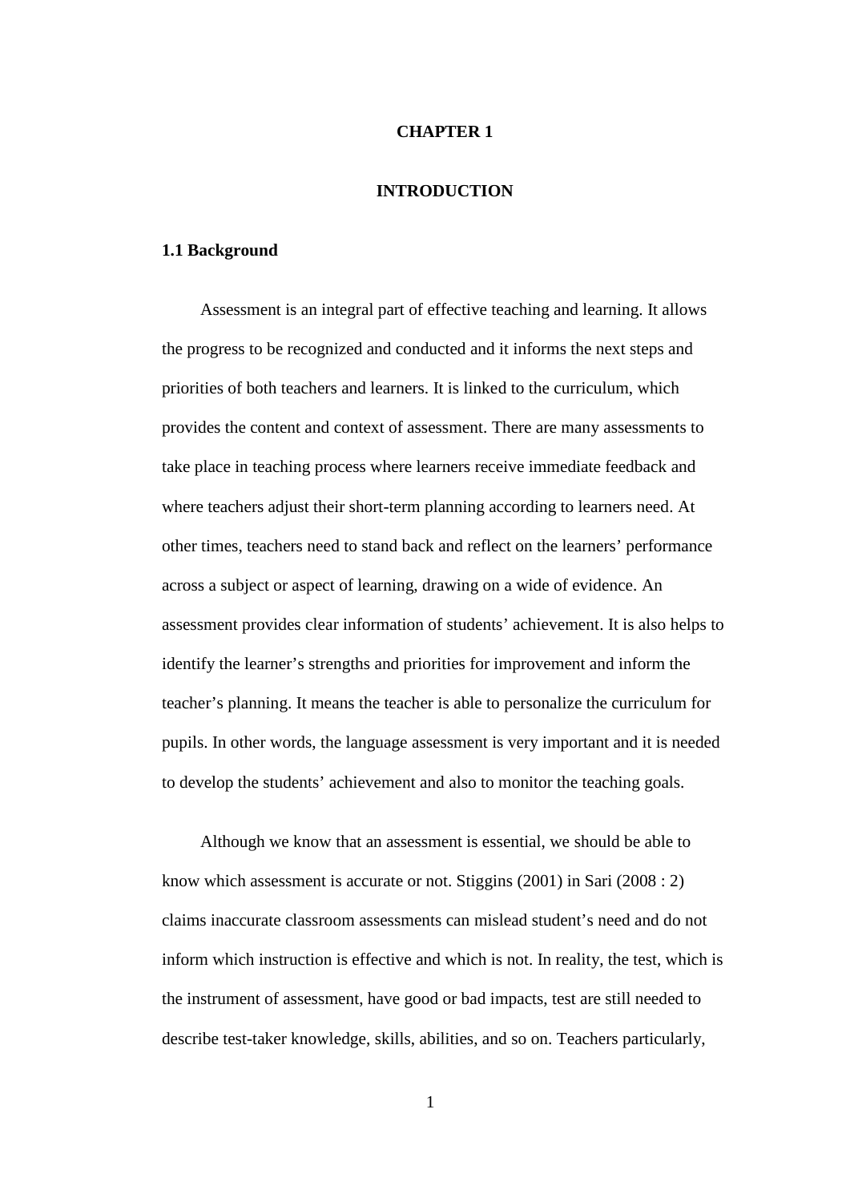# CHAPTER 1

# INTRODUCTION

## 1.1 Background

Assessment is an integral part of effective teaching and learning. It allows the progress to be recognized and conducted and it informs the next steps and priorities of both teachers and learners. It is linked to the curriculum, which provides the content and context of assessment. There are many assessments to take place in teaching process where learners receive immediate feedback and where teachers adjust their short-term planning according to learners need. At other times, teachers need to stand back and reflect on the learners' performance across a subject or aspect of learning, drawing on a wide of evidence. An assessment provides clear information of students' achievement. It is also helps to identify the learner's strengths and priorities for improvement and inform the teacher's planning. It means the teacher is able to personalize the curriculum for pupils. In other words, the language assessment is very important and it is needed to develop the students' achievement and also to monitor the teaching goals.

Although we know that an assessment is essential, we should be able to know which assessment is accurate or not. Stiggins (2001) in Sari (2008 : 2) claims inaccurate classroom assessments can mislead student's need and do not inform which instruction is effective and which is not. In reality, the test, which is the instrument of assessment, have good or bad impacts, test are still needed to describe test-taker knowledge, skills, abilities, and so on. Teachers particularly,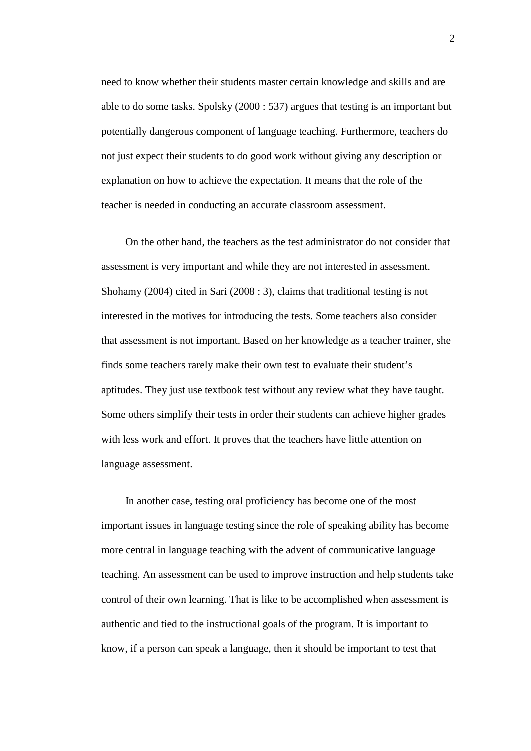need to know whether their students master certain knowledge and skills and are able to do some tasks. Spolsky (2000 : 537) argues that testing is an important but potentially dangerous component of language teaching. Furthermore, teachers do not just expect their students to do good work without giving any description or explanation on how to achieve the expectation. It means that the role of the teacher is needed in conducting an accurate classroom assessment.

On the other hand, the teachers as the test administrator do not consider that assessment is very important and while they are not interested in assessment. Shohamy (2004) cited in Sari (2008 : 3), claims that traditional testing is not interested in the motives for introducing the tests. Some teachers also consider that assessment is not important. Based on her knowledge as a teacher trainer, she finds some teachers rarely make their own test to evaluate their student's aptitudes. They just use textbook test without any review what they have taught. Some others simplify their tests in order their students can achieve higher grades with less work and effort. It proves that the teachers have little attention on language assessment.

In another case, testing oral proficiency has become one of the most important issues in language testing since the role of speaking ability has become more central in language teaching with the advent of communicative language teaching. An assessment can be used to improve instruction and help students take control of their own learning. That is like to be accomplished when assessment is authentic and tied to the instructional goals of the program. It is important to know, if a person can speak a language, then it should be important to test that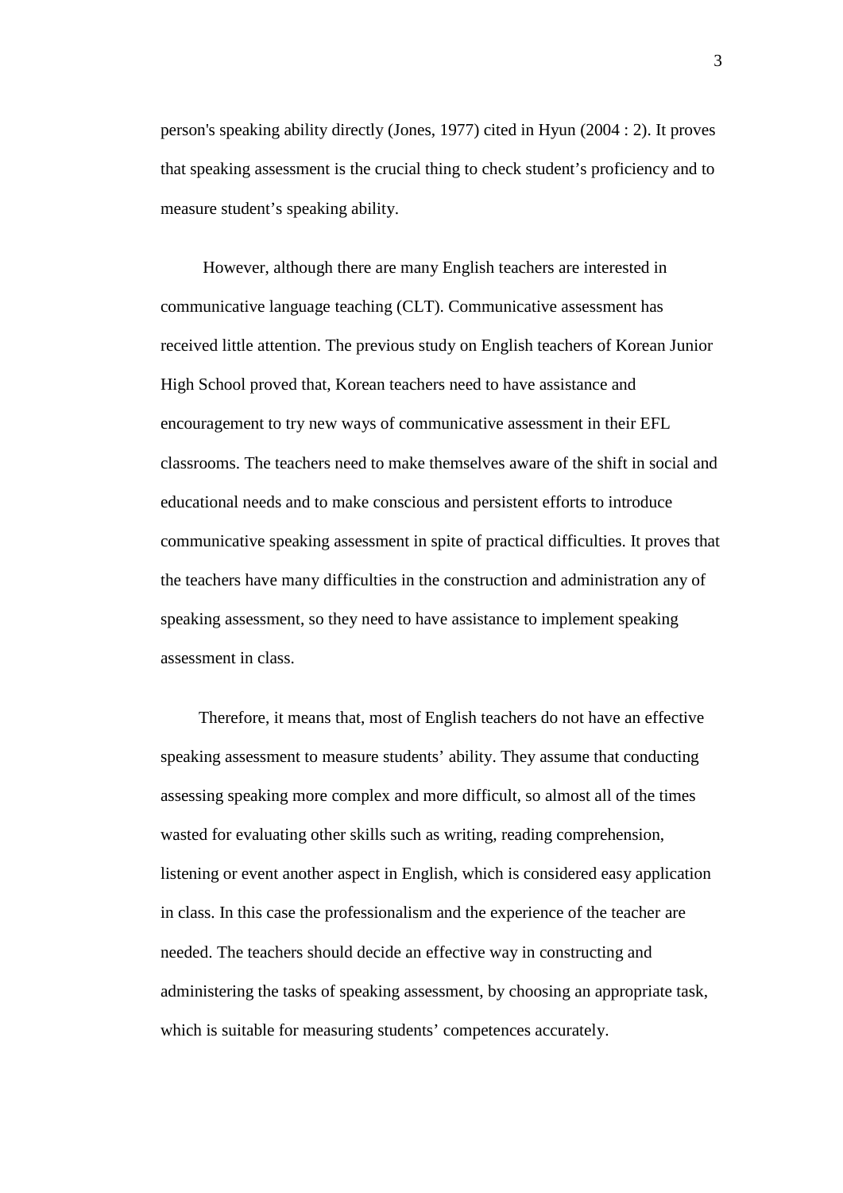person's speaking ability directly (Jones, 1977) cited in Hyun (2004 : 2). It proves that speaking assessment is the crucial thing to check student's proficiency and to measure student's speaking ability.

However, although there are many English teachers are interested in communicative language teaching (CLT). Communicative assessment has received little attention. The previous study on English teachers of Korean Junior High School proved that, Korean teachers need to have assistance and encouragement to try new ways of communicative assessment in their EFL classrooms. The teachers need to make themselves aware of the shift in social and educational needs and to make conscious and persistent efforts to introduce communicative speaking assessment in spite of practical difficulties. It proves that the teachers have many difficulties in the construction and administration any of speaking assessment, so they need to have assistance to implement speaking assessment in class.

Therefore, it means that, most of English teachers do not have an effective speaking assessment to measure students' ability. They assume that conducting assessing speaking more complex and more difficult, so almost all of the times wasted for evaluating other skills such as writing, reading comprehension, listening or event another aspect in English, which is considered easy application in class. In this case the professionalism and the experience of the teacher are needed. The teachers should decide an effective way in constructing and administering the tasks of speaking assessment, by choosing an appropriate task, which is suitable for measuring students' competences accurately.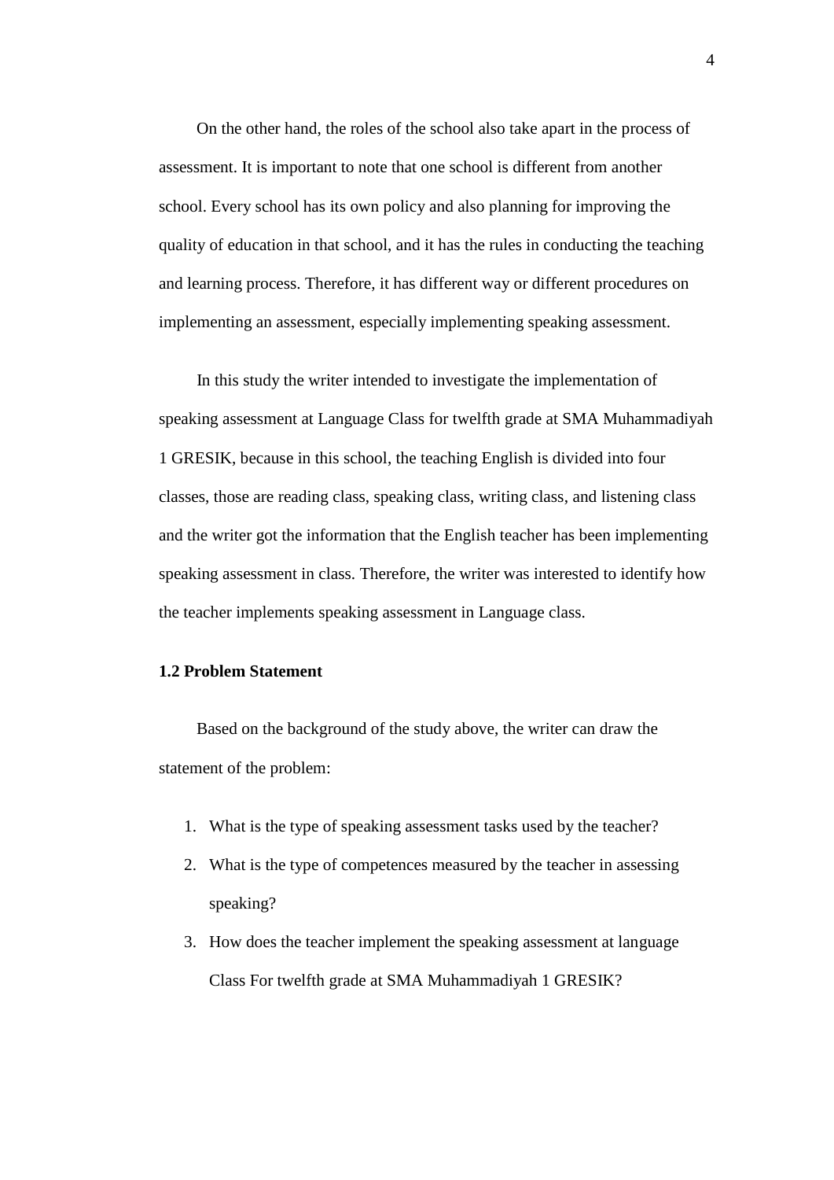On the other hand, the roles of the school also take apart in the process of assessment. It is important to note that one school is different from another school. Every school has its own policy and also planning for improving the quality of education in that school, and it has the rules in conducting the teaching and learning process. Therefore, it has different way or different procedures on implementing an assessment, especially implementing speaking assessment.

In this study the writer intended to investigate the implementation of speaking assessment at Language Class for twelfth grade at SMA Muhammadiyah 1 GRESIK, because in this school, the teaching English is divided into four classes, those are reading class, speaking class, writing class, and listening class and the writer got the information that the English teacher has been implementing speaking assessment in class. Therefore, the writer was interested to identify how the teacher implements speaking assessment in Language class.

### 1.2 Problem Statement

Based on the background of the study above, the writer can draw the statement of the problem:

1. What is the type of speaking assessment tasks used by the teacher?
2. What is the type of competences measured by the teacher in assessing speaking?
3. How does the teacher implement the speaking assessment at language Class For twelfth grade at SMA Muhammadiyah 1 GRESIK?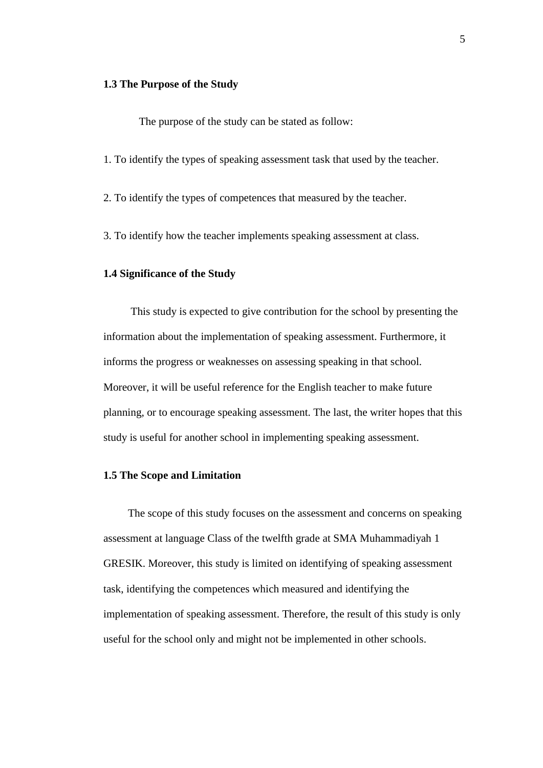### 1.3 The Purpose of the Study

The purpose of the study can be stated as follow:

1. To identify the types of speaking assessment task that used by the teacher.

2. To identify the types of competences that measured by the teacher.

3. To identify how the teacher implements speaking assessment at class.

### 1.4 Significance of the Study

This study is expected to give contribution for the school by presenting the information about the implementation of speaking assessment. Furthermore, it informs the progress or weaknesses on assessing speaking in that school. Moreover, it will be useful reference for the English teacher to make future planning, or to encourage speaking assessment. The last, the writer hopes that this study is useful for another school in implementing speaking assessment.

### 1.5 The Scope and Limitation

The scope of this study focuses on the assessment and concerns on speaking assessment at language Class of the twelfth grade at SMA Muhammadiyah 1 GRESIK. Moreover, this study is limited on identifying of speaking assessment task, identifying the competences which measured and identifying the implementation of speaking assessment. Therefore, the result of this study is only useful for the school only and might not be implemented in other schools.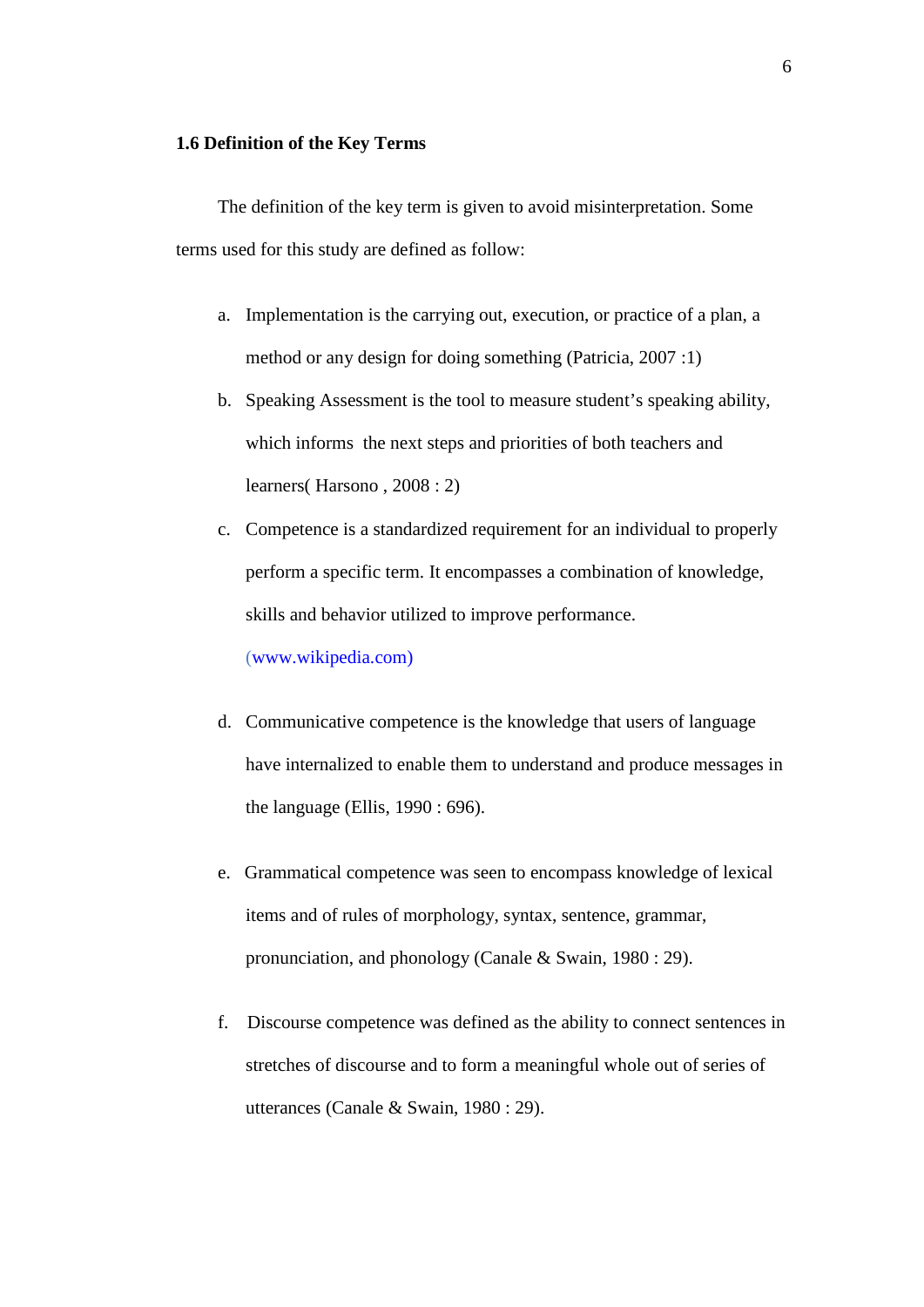### 1.6 Definition of the Key Terms

The definition of the key term is given to avoid misinterpretation. Some terms used for this study are defined as follow:

a. Implementation is the carrying out, execution, or practice of a plan, a method or any design for doing something (Patricia, 2007 :1)

b. Speaking Assessment is the tool to measure student's speaking ability, which informs the next steps and priorities of both teachers and learners( Harsono , 2008 : 2)

c. Competence is a standardized requirement for an individual to properly perform a specific term. It encompasses a combination of knowledge, skills and behavior utilized to improve performance. (www.wikipedia.com)

d. Communicative competence is the knowledge that users of language have internalized to enable them to understand and produce messages in the language (Ellis, 1990 : 696).

e. Grammatical competence was seen to encompass knowledge of lexical items and of rules of morphology, syntax, sentence, grammar, pronunciation, and phonology (Canale & Swain, 1980 : 29).

f. Discourse competence was defined as the ability to connect sentences in stretches of discourse and to form a meaningful whole out of series of utterances (Canale & Swain, 1980 : 29).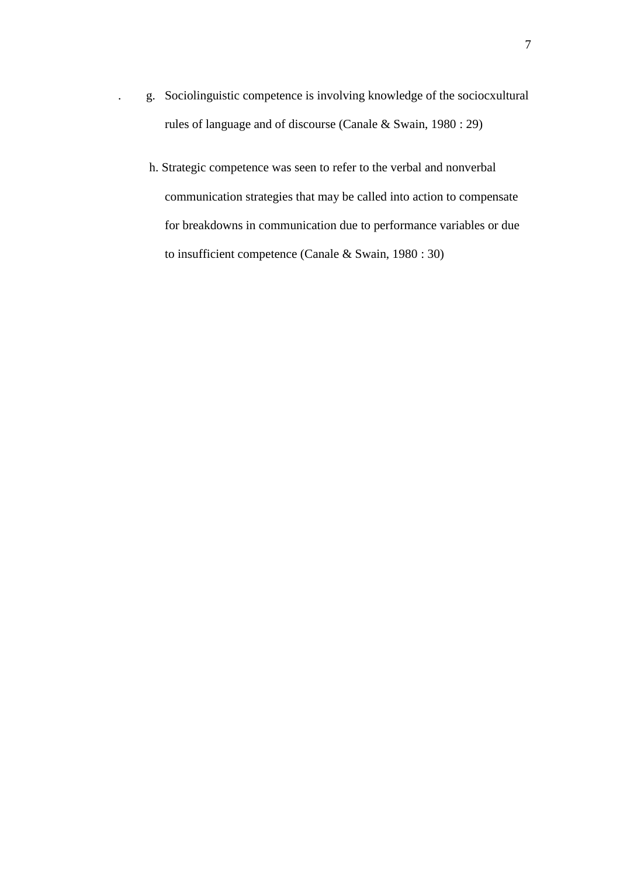g. Sociolinguistic competence is involving knowledge of the sociocxultural rules of language and of discourse (Canale & Swain, 1980 : 29)

h. Strategic competence was seen to refer to the verbal and nonverbal communication strategies that may be called into action to compensate for breakdowns in communication due to performance variables or due to insufficient competence (Canale & Swain, 1980 : 30)